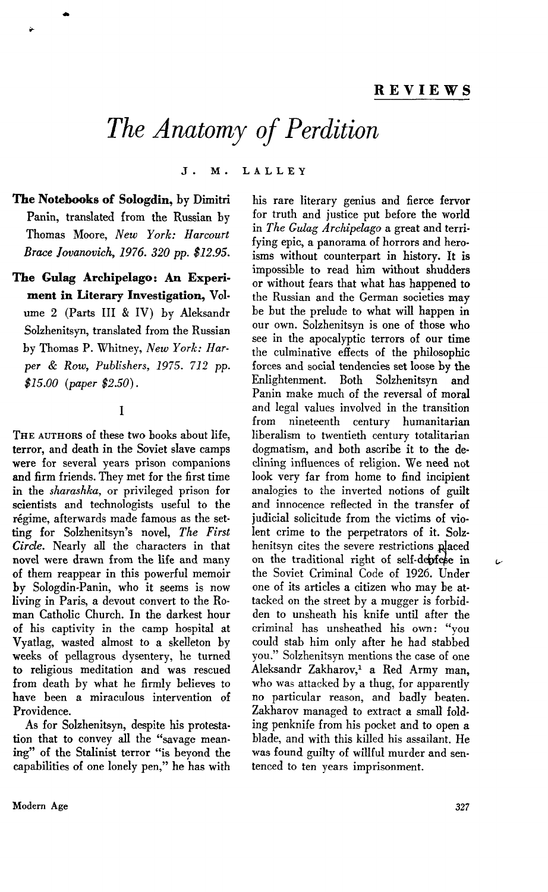## REVIEWS

# The Anatomy of Perdition

J. M. LALLEY

**The Notebooks of Sologdin,** by Dimitri Panin, translated from the Russian by Thomas Moore, *New York: Harcourt Brace Jovanovich, 1976. 320 pp. $12.95.*

**The Gulag Archipelago: An Experiment in Literary Investigation,** Volume 2 (Parts III & IV) by Aleksandr Solzhenitsyn, translated from the Russian by Thomas P. Whitney, *New York: Harper & Row, Publishers, 1975. 712 pp. $15.00 (paper $2.50).*

I

THE AUTHORS of these two books about life, terror, and death in the Soviet slave camps were for several years prison companions and firm friends. They met for the first time in the *sharashka*, or privileged prison for scientists and technologists useful to the régime, afterwards made famous as the setting for Solzhenitsyn's novel, *The First Circle.* Nearly all the characters in that novel were drawn from the life and many of them reappear in this powerful memoir by Sologdin-Panin, who it seems is now living in Paris, a devout convert to the Roman Catholic Church. In the darkest hour of his captivity in the camp hospital at Vyatlag, wasted almost to a skelleton by weeks of pellagrous dysentery, he turned to religious meditation and was rescued from death by what he firmly believes to have been a miraculous intervention of Providence.

As for Solzhenitsyn, despite his protestation that to convey all the "savage meaning" of the Stalinist terror "is beyond the capabilities of one lonely pen," he has with his rare literary genius and fierce fervor for truth and justice put before the world in *The Gulag Archipelago* a great and terrifying epic, a panorama of horrors and heroisms without counterpart in history. It is impossible to read him without shudders or without fears that what has happened to the Russian and the German societies may be but the prelude to what will happen in our own. Solzhenitsyn is one of those who see in the apocalyptic terrors of our time the culminative effects of the philosophic forces and social tendencies set loose by the Enlightenment. Both Solzhenitsyn and Panin make much of the reversal of moral and legal values involved in the transition from nineteenth century humanitarian liberalism to twentieth century totalitarian dogmatism, and both ascribe it to the declining influences of religion. We need not look very far from home to find incipient analogies to the inverted notions of guilt and innocence reflected in the transfer of judicial solicitude from the victims of violent crime to the perpetrators of it. Solzhenitsyn cites the severe restrictions placed on the traditional right of self-defense in the Soviet Criminal Code of 1926. Under one of its articles a citizen who may be attacked on the street by a mugger is forbidden to unsheath his knife until after the criminal has unsheathed his own: "you could stab him only after he had stabbed you." Solzhenitsyn mentions the case of one Aleksandr Zakharov,[1] a Red Army man, who was attacked by a thug, for apparently no particular reason, and badly beaten. Zakharov managed to extract a small folding penknife from his pocket and to open a blade, and with this killed his assailant. He was found guilty of willful murder and sentenced to ten years imprisonment.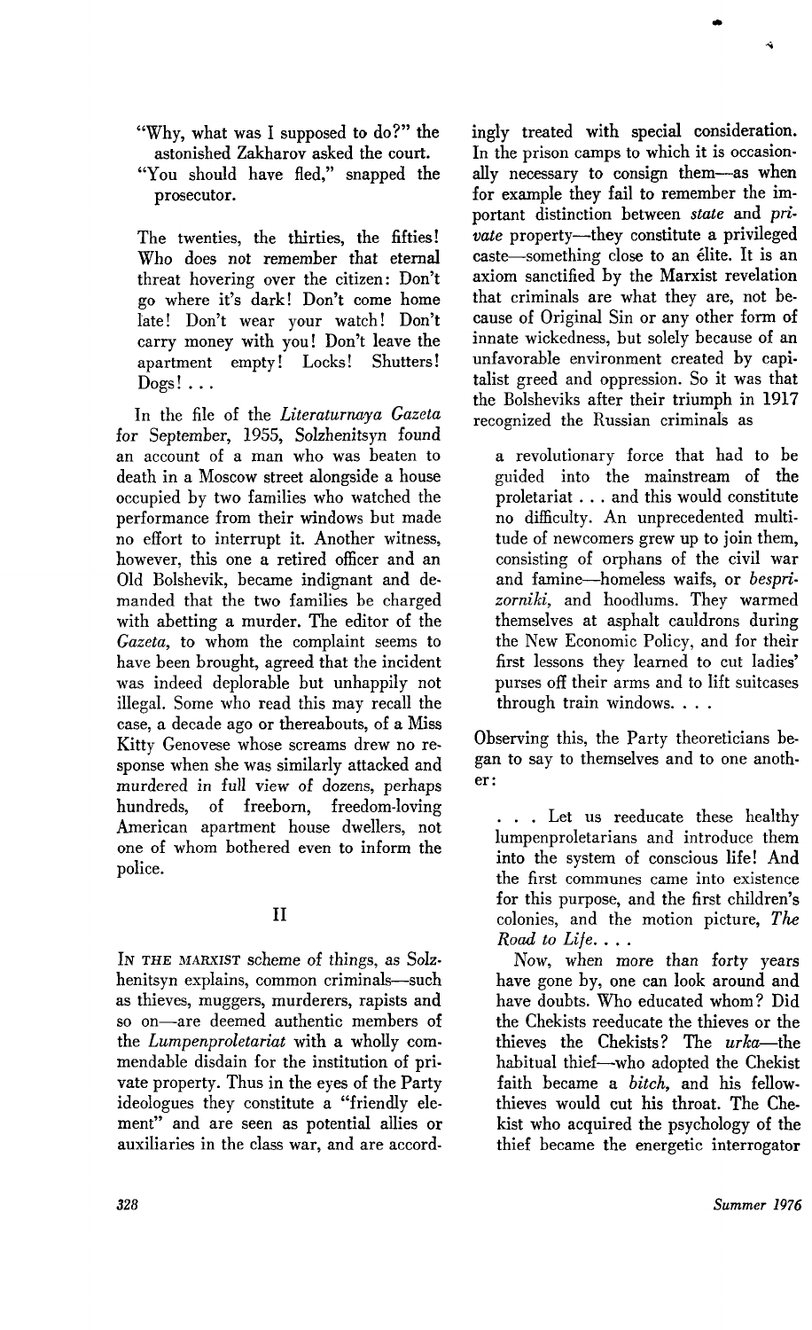"Why, what was I supposed to do?" the astonished Zakharov asked the court.
"You should have fled," snapped the prosecutor.

The twenties, the thirties, the fifties! Who does not remember that eternal threat hovering over the citizen: Don't go where it's dark! Don't come home late! Don't wear your watch! Don't carry money with you! Don't leave the apartment empty! Locks! Shutters! Dogs! . . .

In the file of the *Literaturnaya Gazeta* for September, 1955, Solzhenitsyn found an account of a man who was beaten to death in a Moscow street alongside a house occupied by two families who watched the performance from their windows but made no effort to interrupt it. Another witness, however, this one a retired officer and an Old Bolshevik, became indignant and demanded that the two families be charged with abetting a murder. The editor of the *Gazeta*, to whom the complaint seems to have been brought, agreed that the incident was indeed deplorable but unhappily not illegal. Some who read this may recall the case, a decade ago or thereabouts, of a Miss Kitty Genovese whose screams drew no response when she was similarly attacked and murdered in full view of dozens, perhaps hundreds, of freeborn, freedom-loving American apartment house dwellers, not one of whom bothered even to inform the police.

## II

IN THE MARXIST scheme of things, as Solzhenitsyn explains, common criminals—such as thieves, muggers, murderers, rapists and so on—are deemed authentic members of the *Lumpenproletariat* with a wholly commendable disdain for the institution of private property. Thus in the eyes of the Party ideologues they constitute a "friendly element" and are seen as potential allies or auxiliaries in the class war, and are accordingly treated with special consideration. In the prison camps to which it is occasionally necessary to consign them—as when for example they fail to remember the important distinction between *state* and *private* property—they constitute a privileged caste—something close to an élite. It is an axiom sanctified by the Marxist revelation that criminals are what they are, not because of Original Sin or any other form of innate wickedness, but solely because of an unfavorable environment created by capitalist greed and oppression. So it was that the Bolsheviks after their triumph in 1917 recognized the Russian criminals as

> a revolutionary force that had to be guided into the mainstream of the proletariat . . . and this would constitute no difficulty. An unprecedented multitude of newcomers grew up to join them, consisting of orphans of the civil war and famine—homeless waifs, or *besprizorniki*, and hoodlums. They warmed themselves at asphalt cauldrons during the New Economic Policy, and for their first lessons they learned to cut ladies' purses off their arms and to lift suitcases through train windows. . . .

Observing this, the Party theoreticians began to say to themselves and to one another:

> . . . Let us reeducate these healthy lumpenproletarians and introduce them into the system of conscious life! And the first communes came into existence for this purpose, and the first children's colonies, and the motion picture, *The Road to Life*. . . .
>
> Now, when more than forty years have gone by, one can look around and have doubts. Who educated whom? Did the Chekists reeducate the thieves or the thieves the Chekists? The *urka*—the habitual thief—who adopted the Chekist faith became a *bitch*, and his fellow-thieves would cut his throat. The Chekist who acquired the psychology of the thief became the energetic interrogator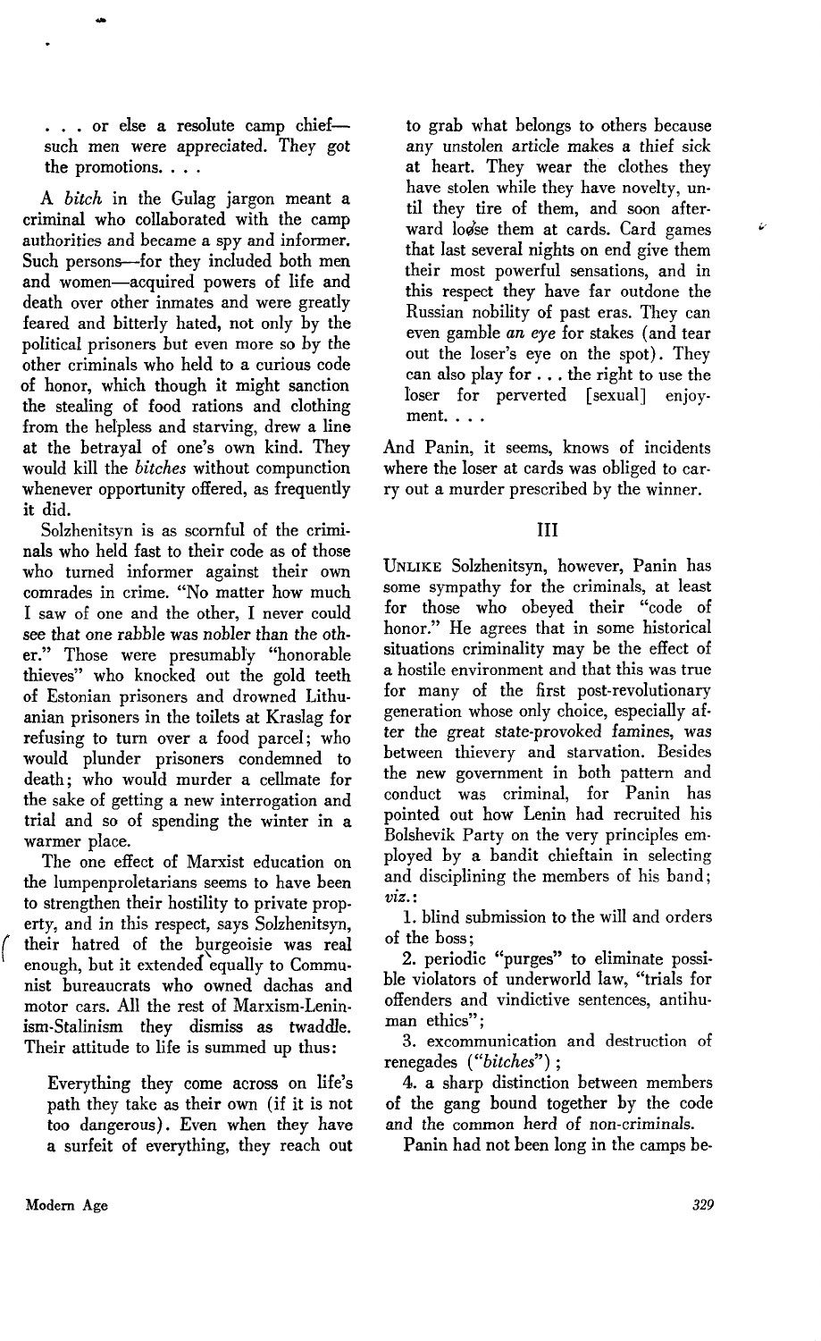. . . or else a resolute camp chief—such men were appreciated. They got the promotions. . . .

A *bitch* in the Gulag jargon meant a criminal who collaborated with the camp authorities and became a spy and informer. Such persons—for they included both men and women—acquired powers of life and death over other inmates and were greatly feared and bitterly hated, not only by the political prisoners but even more so by the other criminals who held to a curious code of honor, which though it might sanction the stealing of food rations and clothing from the helpless and starving, drew a line at the betrayal of one's own kind. They would kill the *bitches* without compunction whenever opportunity offered, as frequently it did.

Solzhenitsyn is as scornful of the criminals who held fast to their code as of those who turned informer against their own comrades in crime. "No matter how much I saw of one and the other, I never could see that one rabble was nobler than the other." Those were presumably "honorable thieves" who knocked out the gold teeth of Estonian prisoners and drowned Lithuanian prisoners in the toilets at Kraslag for refusing to turn over a food parcel; who would plunder prisoners condemned to death; who would murder a cellmate for the sake of getting a new interrogation and trial and so of spending the winter in a warmer place.

The one effect of Marxist education on the lumpenproletarians seems to have been to strengthen their hostility to private property, and in this respect, says Solzhenitsyn, their hatred of the burgeoisie was real enough, but it extended equally to Communist bureaucrats who owned dachas and motor cars. All the rest of Marxism-Leninism-Stalinism they dismiss as twaddle. Their attitude to life is summed up thus:

> Everything they come across on life's path they take as their own (if it is not too dangerous). Even when they have a surfeit of everything, they reach out to grab what belongs to others because any unstolen article makes a thief sick at heart. They wear the clothes they have stolen while they have novelty, until they tire of them, and soon afterward loose them at cards. Card games that last several nights on end give them their most powerful sensations, and in this respect they have far outdone the Russian nobility of past eras. They can even gamble *an eye* for stakes (and tear out the loser's eye on the spot). They can also play for . . . the right to use the loser for perverted [sexual] enjoyment. . . .

And Panin, it seems, knows of incidents where the loser at cards was obliged to carry out a murder prescribed by the winner.

## III

Unlike Solzhenitsyn, however, Panin has some sympathy for the criminals, at least for those who obeyed their "code of honor." He agrees that in some historical situations criminality may be the effect of a hostile environment and that this was true for many of the first post-revolutionary generation whose only choice, especially after the great state-provoked famines, was between thievery and starvation. Besides the new government in both pattern and conduct was criminal, for Panin has pointed out how Lenin had recruited his Bolshevik Party on the very principles employed by a bandit chieftain in selecting and disciplining the members of his band; *viz.*:

1. blind submission to the will and orders of the boss;
2. periodic "purges" to eliminate possible violators of underworld law, "trials for offenders and vindictive sentences, antihuman ethics";
3. excommunication and destruction of renegades (*"bitches"*);
4. a sharp distinction between members of the gang bound together by the code and the common herd of non-criminals.

Panin had not been long in the camps be-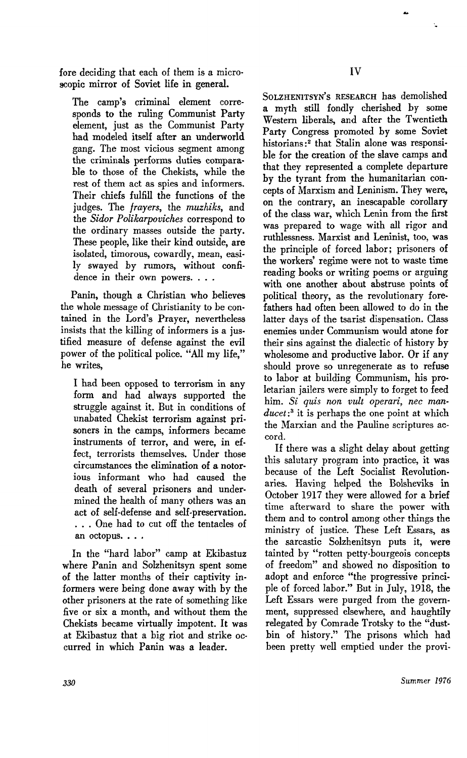fore deciding that each of them is a microscopic mirror of Soviet life in general.

> The camp's criminal element corresponds to the ruling Communist Party element, just as the Communist Party had modeled itself after an underworld gang. The most vicious segment among the criminals performs duties comparable to those of the Chekists, while the rest of them act as spies and informers. Their chiefs fulfill the functions of the judges. The *frayers*, the *muzhiks*, and the *Sidor Polikarpoviches* correspond to the ordinary masses outside the party. These people, like their kind outside, are isolated, timorous, cowardly, mean, easily swayed by rumors, without confidence in their own powers. . . .

Panin, though a Christian who believes the whole message of Christianity to be contained in the Lord's Prayer, nevertheless insists that the killing of informers is a justified measure of defense against the evil power of the political police. "All my life," he writes,

> I had been opposed to terrorism in any form and had always supported the struggle against it. But in conditions of unabated Chekist terrorism against prisoners in the camps, informers became instruments of terror, and were, in effect, terrorists themselves. Under those circumstances the elimination of a notorious informant who had caused the death of several prisoners and undermined the health of many others was an act of self-defense and self-preservation. . . . One had to cut off the tentacles of an octopus. . . .

In the "hard labor" camp at Ekibastuz where Panin and Solzhenitsyn spent some of the latter months of their captivity informers were being done away with by the other prisoners at the rate of something like five or six a month, and without them the Chekists became virtually impotent. It was at Ekibastuz that a big riot and strike occurred in which Panin was a leader.

## IV

SOLZHENITSYN'S RESEARCH has demolished a myth still fondly cherished by some Western liberals, and after the Twentieth Party Congress promoted by some Soviet historians:[2] that Stalin alone was responsible for the creation of the slave camps and that they represented a complete departure by the tyrant from the humanitarian concepts of Marxism and Leninism. They were, on the contrary, an inescapable corollary of the class war, which Lenin from the first was prepared to wage with all rigor and ruthlessness. Marxist and Leninist, too, was the principle of forced labor; prisoners of the workers' regime were not to waste time reading books or writing poems or arguing with one another about abstruse points of political theory, as the revolutionary forefathers had often been allowed to do in the latter days of the tsarist dispensation. Class enemies under Communism would atone for their sins against the dialectic of history by wholesome and productive labor. Or if any should prove so unregenerate as to refuse to labor at building Communism, his proletarian jailers were simply to forget to feed him. *Si quis non vult operari, nec manducet:*[3] it is perhaps the one point at which the Marxian and the Pauline scriptures accord.

If there was a slight delay about getting this salutary program into practice, it was because of the Left Socialist Revolutionaries. Having helped the Bolsheviks in October 1917 they were allowed for a brief time afterward to share the power with them and to control among other things the ministry of justice. These Left Essars, as the sarcastic Solzhenitsyn puts it, were tainted by "rotten petty-bourgeois concepts of freedom" and showed no disposition to adopt and enforce "the progressive principle of forced labor." But in July, 1918, the Left Essars were purged from the government, suppressed elsewhere, and haughtily relegated by Comrade Trotsky to the "dustbin of history." The prisons which had been pretty well emptied under the provi-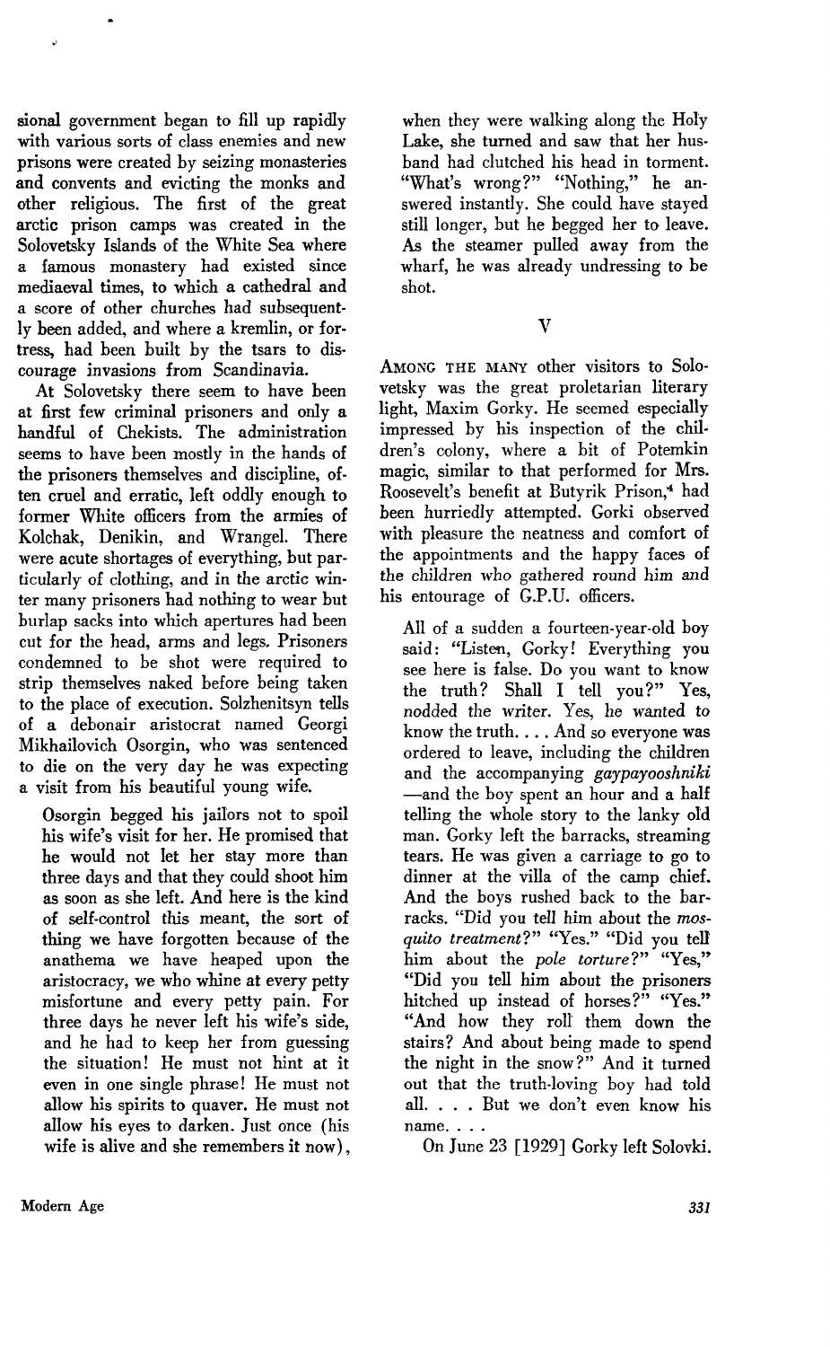sional government began to fill up rapidly with various sorts of class enemies and new prisons were created by seizing monasteries and convents and evicting the monks and other religious. The first of the great arctic prison camps was created in the Solovetsky Islands of the White Sea where a famous monastery had existed since mediaeval times, to which a cathedral and a score of other churches had subsequently been added, and where a kremlin, or fortress, had been built by the tsars to discourage invasions from Scandinavia.

At Solovetsky there seem to have been at first few criminal prisoners and only a handful of Chekists. The administration seems to have been mostly in the hands of the prisoners themselves and discipline, often cruel and erratic, left oddly enough to former White officers from the armies of Kolchak, Denikin, and Wrangel. There were acute shortages of everything, but particularly of clothing, and in the arctic winter many prisoners had nothing to wear but burlap sacks into which apertures had been cut for the head, arms and legs. Prisoners condemned to be shot were required to strip themselves naked before being taken to the place of execution. Solzhenitsyn tells of a debonair aristocrat named Georgi Mikhailovich Osorgin, who was sentenced to die on the very day he was expecting a visit from his beautiful young wife.

> Osorgin begged his jailors not to spoil his wife's visit for her. He promised that he would not let her stay more than three days and that they could shoot him as soon as she left. And here is the kind of self-control this meant, the sort of thing we have forgotten because of the anathema we have heaped upon the aristocracy, we who whine at every petty misfortune and every petty pain. For three days he never left his wife's side, and he had to keep her from guessing the situation! He must not hint at it even in one single phrase! He must not allow his spirits to quaver. He must not allow his eyes to darken. Just once (his wife is alive and she remembers it now), when they were walking along the Holy Lake, she turned and saw that her husband had clutched his head in torment. "What's wrong?" "Nothing," he answered instantly. She could have stayed still longer, but he begged her to leave. As the steamer pulled away from the wharf, he was already undressing to be shot.

## V

Among the many other visitors to Solovetsky was the great proletarian literary light, Maxim Gorky. He seemed especially impressed by his inspection of the children's colony, where a bit of Potemkin magic, similar to that performed for Mrs. Roosevelt's benefit at Butyrik Prison,[4] had been hurriedly attempted. Gorki observed with pleasure the neatness and comfort of the appointments and the happy faces of the children who gathered round him and his entourage of G.P.U. officers.

> All of a sudden a fourteen-year-old boy said: "Listen, Gorky! Everything you see here is false. Do you want to know the truth? Shall I tell you?" Yes, nodded the writer. Yes, he wanted to know the truth. . . . And so everyone was ordered to leave, including the children and the accompanying *gaypayooshniki* —and the boy spent an hour and a half telling the whole story to the lanky old man. Gorky left the barracks, streaming tears. He was given a carriage to go to dinner at the villa of the camp chief. And the boys rushed back to the barracks. "Did you tell him about the *mosquito treatment*?" "Yes." "Did you tell him about the *pole torture*?" "Yes," "Did you tell him about the prisoners hitched up instead of horses?" "Yes." "And how they roll them down the stairs? And about being made to spend the night in the snow?" And it turned out that the truth-loving boy had told all. . . . But we don't even know his name. . . .
>
> On June 23 [1929] Gorky left Solovki.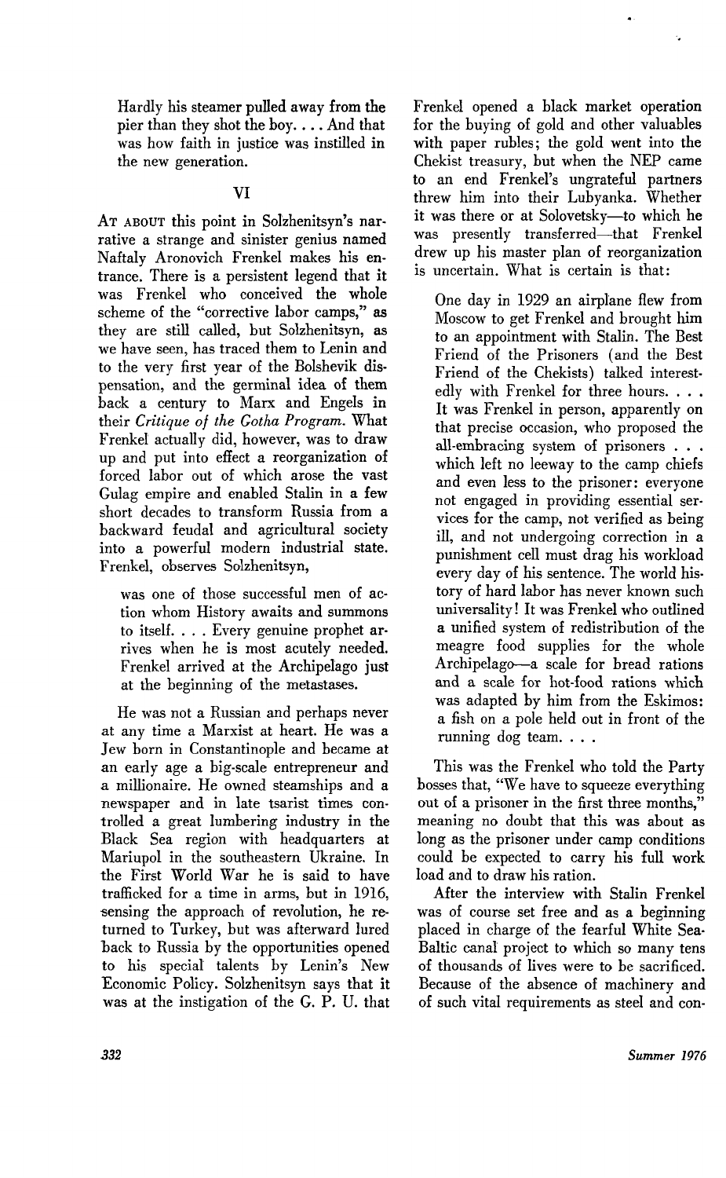> Hardly his steamer pulled away from the pier than they shot the boy. . . . And that was how faith in justice was instilled in the new generation.

## VI

AT ABOUT this point in Solzhenitsyn's narrative a strange and sinister genius named Naftaly Aronovich Frenkel makes his entrance. There is a persistent legend that it was Frenkel who conceived the whole scheme of the "corrective labor camps," as they are still called, but Solzhenitsyn, as we have seen, has traced them to Lenin and to the very first year of the Bolshevik dispensation, and the germinal idea of them back a century to Marx and Engels in their *Critique of the Gotha Program*. What Frenkel actually did, however, was to draw up and put into effect a reorganization of forced labor out of which arose the vast Gulag empire and enabled Stalin in a few short decades to transform Russia from a backward feudal and agricultural society into a powerful modern industrial state. Frenkel, observes Solzhenitsyn,

> was one of those successful men of action whom History awaits and summons to itself. . . . Every genuine prophet arrives when he is most acutely needed. Frenkel arrived at the Archipelago just at the beginning of the metastases.

He was not a Russian and perhaps never at any time a Marxist at heart. He was a Jew born in Constantinople and became at an early age a big-scale entrepreneur and a millionaire. He owned steamships and a newspaper and in late tsarist times controlled a great lumbering industry in the Black Sea region with headquarters at Mariupol in the southeastern Ukraine. In the First World War he is said to have trafficked for a time in arms, but in 1916, sensing the approach of revolution, he returned to Turkey, but was afterward lured back to Russia by the opportunities opened to his special talents by Lenin's New Economic Policy. Solzhenitsyn says that it was at the instigation of the G. P. U. that Frenkel opened a black market operation for the buying of gold and other valuables with paper rubles; the gold went into the Chekist treasury, but when the NEP came to an end Frenkel's ungrateful partners threw him into their Lubyanka. Whether it was there or at Solovetsky—to which he was presently transferred—that Frenkel drew up his master plan of reorganization is uncertain. What is certain is that:

> One day in 1929 an airplane flew from Moscow to get Frenkel and brought him to an appointment with Stalin. The Best Friend of the Prisoners (and the Best Friend of the Chekists) talked interestedly with Frenkel for three hours. . . . It was Frenkel in person, apparently on that precise occasion, who proposed the all-embracing system of prisoners . . . which left no leeway to the camp chiefs and even less to the prisoner: everyone not engaged in providing essential services for the camp, not verified as being ill, and not undergoing correction in a punishment cell must drag his workload every day of his sentence. The world history of hard labor has never known such universality! It was Frenkel who outlined a unified system of redistribution of the meagre food supplies for the whole Archipelago—a scale for bread rations and a scale for hot-food rations which was adapted by him from the Eskimos: a fish on a pole held out in front of the running dog team. . . .

This was the Frenkel who told the Party bosses that, "We have to squeeze everything out of a prisoner in the first three months," meaning no doubt that this was about as long as the prisoner under camp conditions could be expected to carry his full work load and to draw his ration.

After the interview with Stalin Frenkel was of course set free and as a beginning placed in charge of the fearful White Sea-Baltic canal project to which so many tens of thousands of lives were to be sacrificed. Because of the absence of machinery and of such vital requirements as steel and con-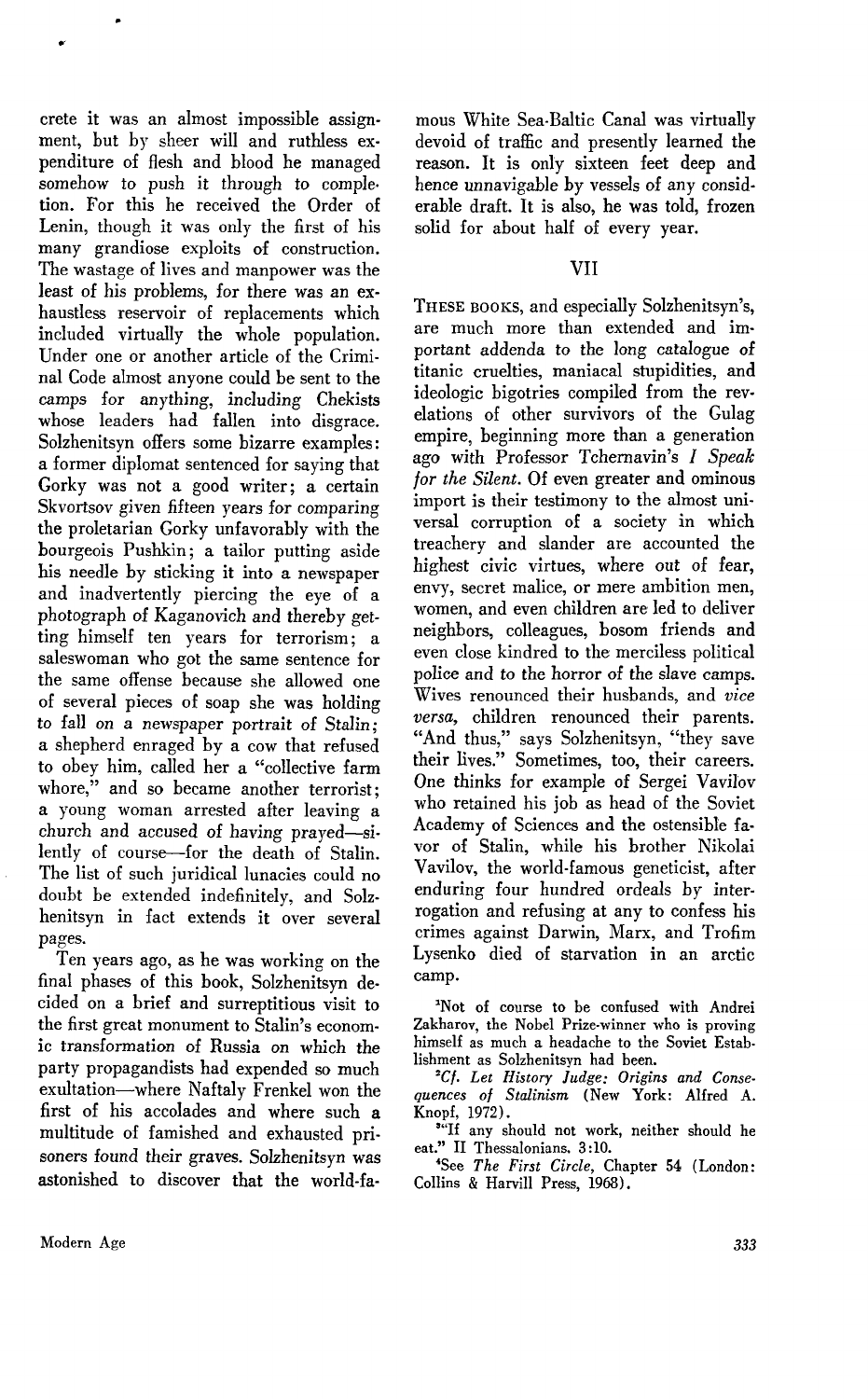crete it was an almost impossible assignment, but by sheer will and ruthless expenditure of flesh and blood he managed somehow to push it through to completion. For this he received the Order of Lenin, though it was only the first of his many grandiose exploits of construction. The wastage of lives and manpower was the least of his problems, for there was an exhaustless reservoir of replacements which included virtually the whole population. Under one or another article of the Criminal Code almost anyone could be sent to the camps for anything, including Chekists whose leaders had fallen into disgrace. Solzhenitsyn offers some bizarre examples: a former diplomat sentenced for saying that Gorky was not a good writer; a certain Skvortsov given fifteen years for comparing the proletarian Gorky unfavorably with the bourgeois Pushkin; a tailor putting aside his needle by sticking it into a newspaper and inadvertently piercing the eye of a photograph of Kaganovich and thereby getting himself ten years for terrorism; a saleswoman who got the same sentence for the same offense because she allowed one of several pieces of soap she was holding to fall on a newspaper portrait of Stalin; a shepherd enraged by a cow that refused to obey him, called her a "collective farm whore," and so became another terrorist; a young woman arrested after leaving a church and accused of having prayed—silently of course—for the death of Stalin. The list of such juridical lunacies could no doubt be extended indefinitely, and Solzhenitsyn in fact extends it over several pages.

Ten years ago, as he was working on the final phases of this book, Solzhenitsyn decided on a brief and surreptitious visit to the first great monument to Stalin's economic transformation of Russia on which the party propagandists had expended so much exultation—where Naftaly Frenkel won the first of his accolades and where such a multitude of famished and exhausted prisoners found their graves. Solzhenitsyn was astonished to discover that the world-famous White Sea-Baltic Canal was virtually devoid of traffic and presently learned the reason. It is only sixteen feet deep and hence unnavigable by vessels of any considerable draft. It is also, he was told, frozen solid for about half of every year.

## VII

These books, and especially Solzhenitsyn's, are much more than extended and important addenda to the long catalogue of titanic cruelties, maniacal stupidities, and ideologic bigotries compiled from the revelations of other survivors of the Gulag empire, beginning more than a generation ago with Professor Tchernavin's *I Speak for the Silent*. Of even greater and ominous import is their testimony to the almost universal corruption of a society in which treachery and slander are accounted the highest civic virtues, where out of fear, envy, secret malice, or mere ambition men, women, and even children are led to deliver neighbors, colleagues, bosom friends and even close kindred to the merciless political police and to the horror of the slave camps. Wives renounced their husbands, and *vice versa*, children renounced their parents. "And thus," says Solzhenitsyn, "they save their lives." Sometimes, too, their careers. One thinks for example of Sergei Vavilov who retained his job as head of the Soviet Academy of Sciences and the ostensible favor of Stalin, while his brother Nikolai Vavilov, the world-famous geneticist, after enduring four hundred ordeals by interrogation and refusing at any to confess his crimes against Darwin, Marx, and Trofim Lysenko died of starvation in an arctic camp.

[1]Not of course to be confused with Andrei Zakharov, the Nobel Prize-winner who is proving himself as much a headache to the Soviet Establishment as Solzhenitsyn had been.

[2]*Cf. Let History Judge: Origins and Consequences of Stalinism* (New York: Alfred A. Knopf, 1972).

[3]"If any should not work, neither should he eat." II Thessalonians, 3:10.

[4]See *The First Circle*, Chapter 54 (London: Collins & Harvill Press, 1968).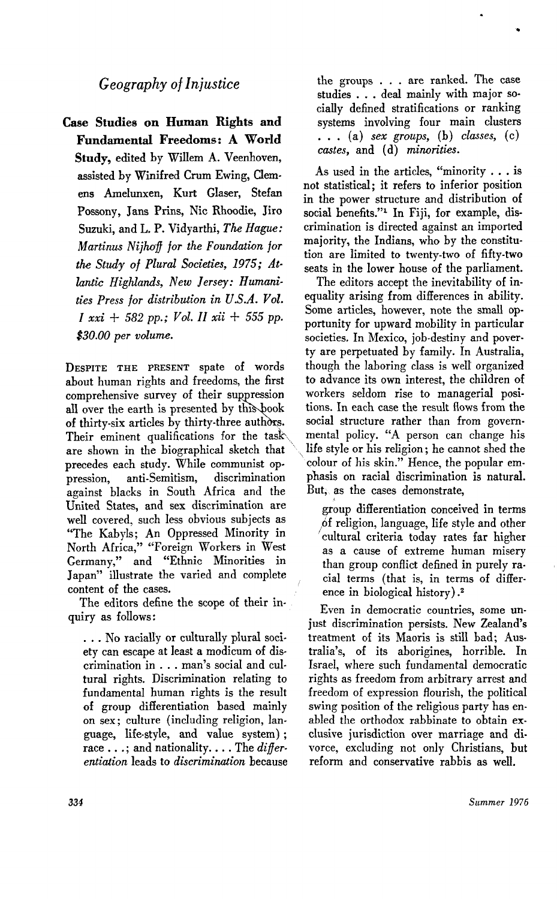## *Geography of Injustice*

**Case Studies on Human Rights and Fundamental Freedoms: A World Study,** edited by Willem A. Veenhoven, assisted by Winifred Crum Ewing, Clemens Amelunxen, Kurt Glaser, Stefan Possony, Jans Prins, Nic Rhoodie, Jiro Suzuki, and L. P. Vidyarthi, *The Hague: Martinus Nijhoff for the Foundation for the Study of Plural Societies, 1975; Atlantic Highlands, New Jersey: Humanities Press for distribution in U.S.A. Vol. I xxi + 582 pp.; Vol. II xii + 555 pp. $30.00 per volume.*

DESPITE THE PRESENT spate of words about human rights and freedoms, the first comprehensive survey of their suppression all over the earth is presented by this book of thirty-six articles by thirty-three authors. Their eminent qualifications for the task are shown in the biographical sketch that precedes each study. While communist oppression, anti-Semitism, discrimination against blacks in South Africa and the United States, and sex discrimination are well covered, such less obvious subjects as "The Kabyls; An Oppressed Minority in North Africa," "Foreign Workers in West Germany," and "Ethnic Minorities in Japan" illustrate the varied and complete content of the cases.

The editors define the scope of their inquiry as follows:

> . . . No racially or culturally plural society can escape at least a modicum of discrimination in . . . man's social and cultural rights. Discrimination relating to fundamental human rights is the result of group differentiation based mainly on sex; culture (including religion, language, life-style, and value system); race . . .; and nationality. . . . The *differentiation* leads to *discrimination* because the groups . . . are ranked. The case studies . . . deal mainly with major socially defined stratifications or ranking systems involving four main clusters . . . (a) *sex groups,* (b) *classes,* (c) *castes,* and (d) *minorities.*

As used in the articles, "minority . . . is not statistical; it refers to inferior position in the power structure and distribution of social benefits."[1] In Fiji, for example, discrimination is directed against an imported majority, the Indians, who by the constitution are limited to twenty-two of fifty-two seats in the lower house of the parliament.

The editors accept the inevitability of inequality arising from differences in ability. Some articles, however, note the small opportunity for upward mobility in particular societies. In Mexico, job-destiny and poverty are perpetuated by family. In Australia, though the laboring class is well organized to advance its own interest, the children of workers seldom rise to managerial positions. In each case the result flows from the social structure rather than from governmental policy. "A person can change his life style or his religion; he cannot shed the colour of his skin." Hence, the popular emphasis on racial discrimination is natural. But, as the cases demonstrate,

> group differentiation conceived in terms of religion, language, life style and other cultural criteria today rates far higher as a cause of extreme human misery than group conflict defined in purely racial terms (that is, in terms of difference in biological history).[2]

Even in democratic countries, some unjust discrimination persists. New Zealand's treatment of its Maoris is still bad; Australia's, of its aborigines, horrible. In Israel, where such fundamental democratic rights as freedom from arbitrary arrest and freedom of expression flourish, the political swing position of the religious party has enabled the orthodox rabbinate to obtain exclusive jurisdiction over marriage and divorce, excluding not only Christians, but reform and conservative rabbis as well.